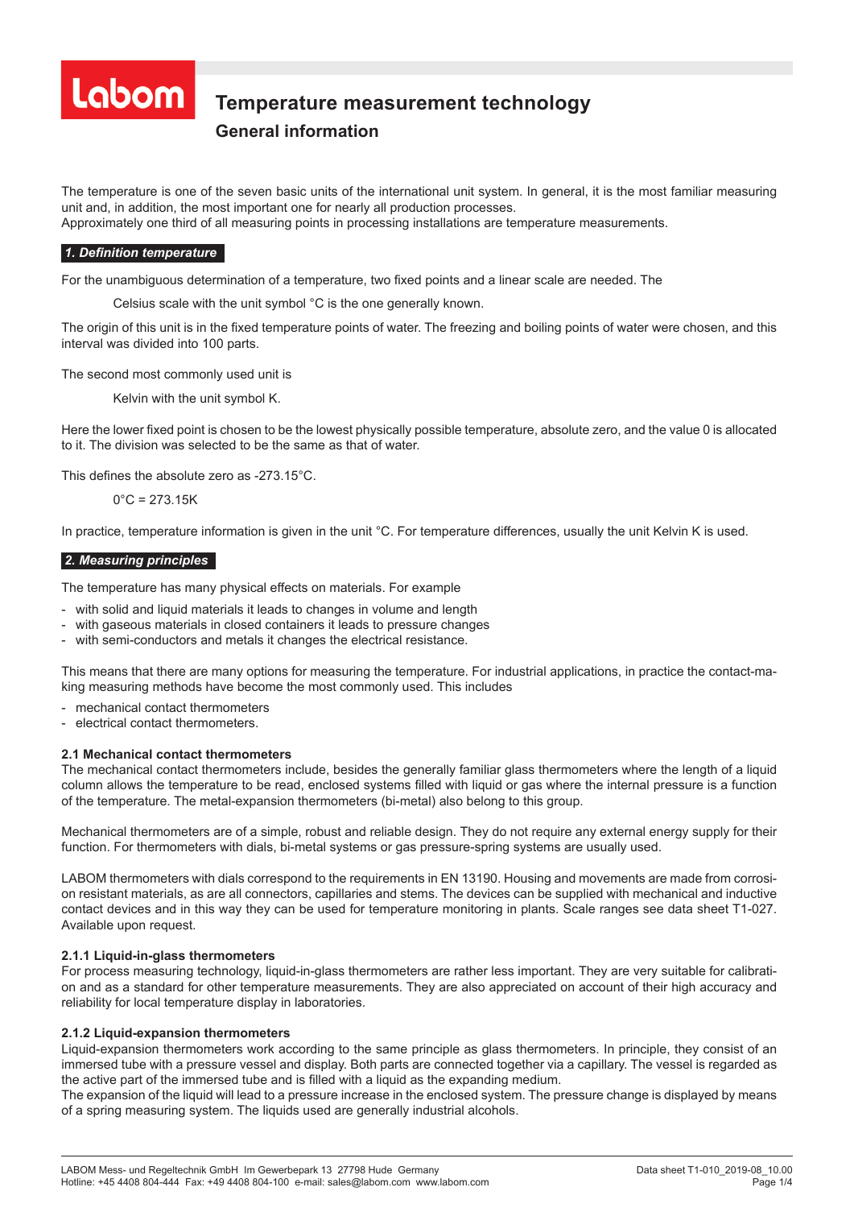# Temperature measurement technology

## General information

The temperature is one of the seven basic units of the international unit system. In general, it is the most familiar measuring unit and, in addition, the most important one for nearly all production processes.
Approximately one third of all measuring points in processing installations are temperature measurements.

### *1. Definition temperature*

For the unambiguous determination of a temperature, two fixed points and a linear scale are needed. The

Celsius scale with the unit symbol °C is the one generally known.

The origin of this unit is in the fixed temperature points of water. The freezing and boiling points of water were chosen, and this interval was divided into 100 parts.

The second most commonly used unit is

Kelvin with the unit symbol K.

Here the lower fixed point is chosen to be the lowest physically possible temperature, absolute zero, and the value 0 is allocated to it. The division was selected to be the same as that of water.

This defines the absolute zero as -273.15°C.

0°C = 273.15K

In practice, temperature information is given in the unit °C. For temperature differences, usually the unit Kelvin K is used.

### *2. Measuring principles*

The temperature has many physical effects on materials. For example

- with solid and liquid materials it leads to changes in volume and length
- with gaseous materials in closed containers it leads to pressure changes
- with semi-conductors and metals it changes the electrical resistance.

This means that there are many options for measuring the temperature. For industrial applications, in practice the contact-making measuring methods have become the most commonly used. This includes

- mechanical contact thermometers
- electrical contact thermometers.

#### 2.1 Mechanical contact thermometers

The mechanical contact thermometers include, besides the generally familiar glass thermometers where the length of a liquid column allows the temperature to be read, enclosed systems filled with liquid or gas where the internal pressure is a function of the temperature. The metal-expansion thermometers (bi-metal) also belong to this group.

Mechanical thermometers are of a simple, robust and reliable design. They do not require any external energy supply for their function. For thermometers with dials, bi-metal systems or gas pressure-spring systems are usually used.

LABOM thermometers with dials correspond to the requirements in EN 13190. Housing and movements are made from corrosion resistant materials, as are all connectors, capillaries and stems. The devices can be supplied with mechanical and inductive contact devices and in this way they can be used for temperature monitoring in plants. Scale ranges see data sheet T1-027. Available upon request.

#### 2.1.1 Liquid-in-glass thermometers

For process measuring technology, liquid-in-glass thermometers are rather less important. They are very suitable for calibration and as a standard for other temperature measurements. They are also appreciated on account of their high accuracy and reliability for local temperature display in laboratories.

#### 2.1.2 Liquid-expansion thermometers

Liquid-expansion thermometers work according to the same principle as glass thermometers. In principle, they consist of an immersed tube with a pressure vessel and display. Both parts are connected together via a capillary. The vessel is regarded as the active part of the immersed tube and is filled with a liquid as the expanding medium.
The expansion of the liquid will lead to a pressure increase in the enclosed system. The pressure change is displayed by means of a spring measuring system. The liquids used are generally industrial alcohols.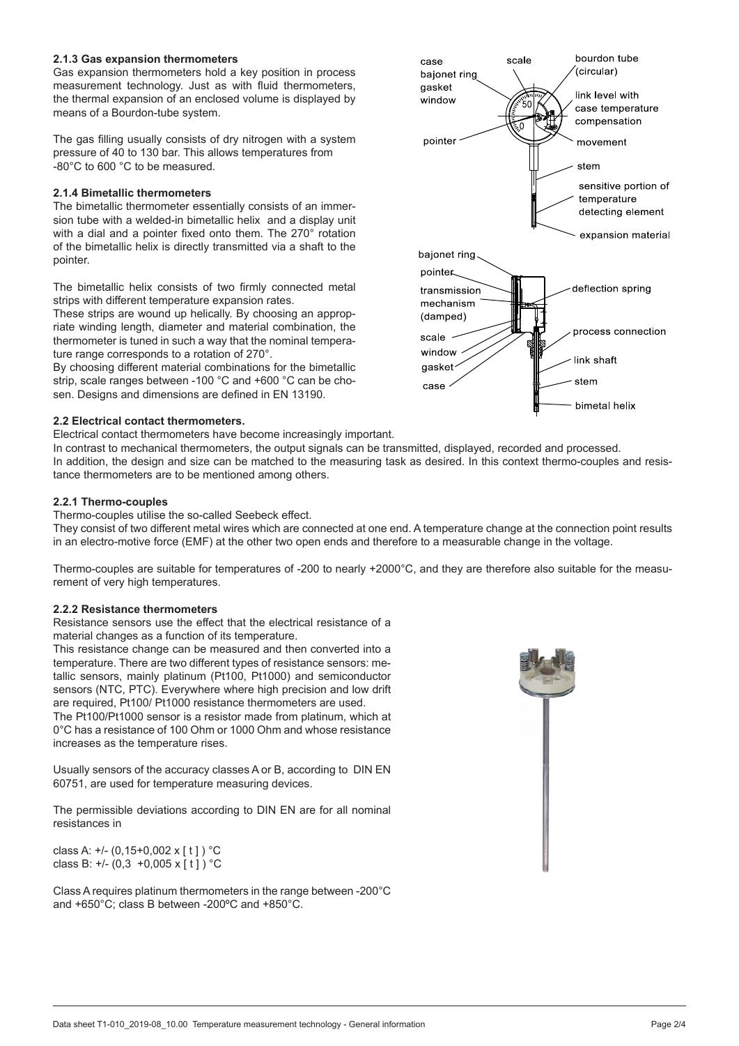### 2.1.3 Gas expansion thermometers

Gas expansion thermometers hold a key position in process measurement technology. Just as with fluid thermometers, the thermal expansion of an enclosed volume is displayed by means of a Bourdon-tube system.

The gas filling usually consists of dry nitrogen with a system pressure of 40 to 130 bar. This allows temperatures from -80°C to 600 °C to be measured.

### 2.1.4 Bimetallic thermometers

The bimetallic thermometer essentially consists of an immersion tube with a welded-in bimetallic helix and a display unit with a dial and a pointer fixed onto them. The 270° rotation of the bimetallic helix is directly transmitted via a shaft to the pointer.

The bimetallic helix consists of two firmly connected metal strips with different temperature expansion rates.
These strips are wound up helically. By choosing an appropriate winding length, diameter and material combination, the thermometer is tuned in such a way that the nominal temperature range corresponds to a rotation of 270°.
By choosing different material combinations for the bimetallic strip, scale ranges between -100 °C and +600 °C can be chosen. Designs and dimensions are defined in EN 13190.

## 2.2 Electrical contact thermometers.

Electrical contact thermometers have become increasingly important.
In contrast to mechanical thermometers, the output signals can be transmitted, displayed, recorded and processed.
In addition, the design and size can be matched to the measuring task as desired. In this context thermo-couples and resistance thermometers are to be mentioned among others.

### 2.2.1 Thermo-couples

Thermo-couples utilise the so-called Seebeck effect.
They consist of two different metal wires which are connected at one end. A temperature change at the connection point results in an electro-motive force (EMF) at the other two open ends and therefore to a measurable change in the voltage.

Thermo-couples are suitable for temperatures of -200 to nearly +2000°C, and they are therefore also suitable for the measurement of very high temperatures.

### 2.2.2 Resistance thermometers

Resistance sensors use the effect that the electrical resistance of a material changes as a function of its temperature.
This resistance change can be measured and then converted into a temperature. There are two different types of resistance sensors: metallic sensors, mainly platinum (Pt100, Pt1000) and semiconductor sensors (NTC, PTC). Everywhere where high precision and low drift are required, Pt100/ Pt1000 resistance thermometers are used.
The Pt100/Pt1000 sensor is a resistor made from platinum, which at 0°C has a resistance of 100 Ohm or 1000 Ohm and whose resistance increases as the temperature rises.

Usually sensors of the accuracy classes A or B, according to DIN EN 60751, are used for temperature measuring devices.

The permissible deviations according to DIN EN are for all nominal resistances in

class A: +/- (0,15+0,002 x [ t ] ) °C
class B: +/- (0,3 +0,005 x [ t ] ) °C

Class A requires platinum thermometers in the range between -200°C and +650°C; class B between -200ºC and +850°C.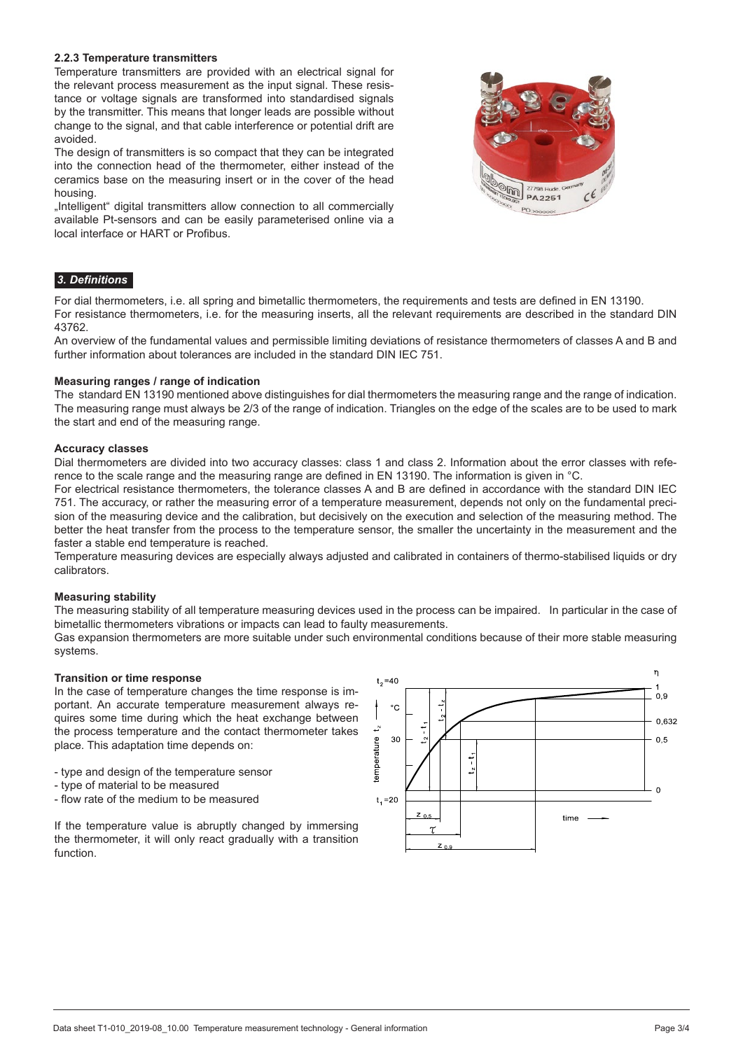### 2.2.3 Temperature transmitters

Temperature transmitters are provided with an electrical signal for the relevant process measurement as the input signal. These resistance or voltage signals are transformed into standardised signals by the transmitter. This means that longer leads are possible without change to the signal, and that cable interference or potential drift are avoided.

The design of transmitters is so compact that they can be integrated into the connection head of the thermometer, either instead of the ceramics base on the measuring insert or in the cover of the head housing.

„Intelligent" digital transmitters allow connection to all commercially available Pt-sensors and can be easily parameterised online via a local interface or HART or Profibus.

## 3. Definitions

For dial thermometers, i.e. all spring and bimetallic thermometers, the requirements and tests are defined in EN 13190.
For resistance thermometers, i.e. for the measuring inserts, all the relevant requirements are described in the standard DIN 43762.
An overview of the fundamental values and permissible limiting deviations of resistance thermometers of classes A and B and further information about tolerances are included in the standard DIN IEC 751.

### Measuring ranges / range of indication

The standard EN 13190 mentioned above distinguishes for dial thermometers the measuring range and the range of indication. The measuring range must always be 2/3 of the range of indication. Triangles on the edge of the scales are to be used to mark the start and end of the measuring range.

### Accuracy classes

Dial thermometers are divided into two accuracy classes: class 1 and class 2. Information about the error classes with reference to the scale range and the measuring range are defined in EN 13190. The information is given in °C.
For electrical resistance thermometers, the tolerance classes A and B are defined in accordance with the standard DIN IEC 751. The accuracy, or rather the measuring error of a temperature measurement, depends not only on the fundamental precision of the measuring device and the calibration, but decisively on the execution and selection of the measuring method. The better the heat transfer from the process to the temperature sensor, the smaller the uncertainty in the measurement and the faster a stable end temperature is reached.
Temperature measuring devices are especially always adjusted and calibrated in containers of thermo-stabilised liquids or dry calibrators.

### Measuring stability

The measuring stability of all temperature measuring devices used in the process can be impaired. In particular in the case of bimetallic thermometers vibrations or impacts can lead to faulty measurements.
Gas expansion thermometers are more suitable under such environmental conditions because of their more stable measuring systems.

### Transition or time response

In the case of temperature changes the time response is important. An accurate temperature measurement always requires some time during which the heat exchange between the process temperature and the contact thermometer takes place. This adaptation time depends on:

- type and design of the temperature sensor
- type of material to be measured
- flow rate of the medium to be measured

If the temperature value is abruptly changed by immersing the thermometer, it will only react gradually with a transition function.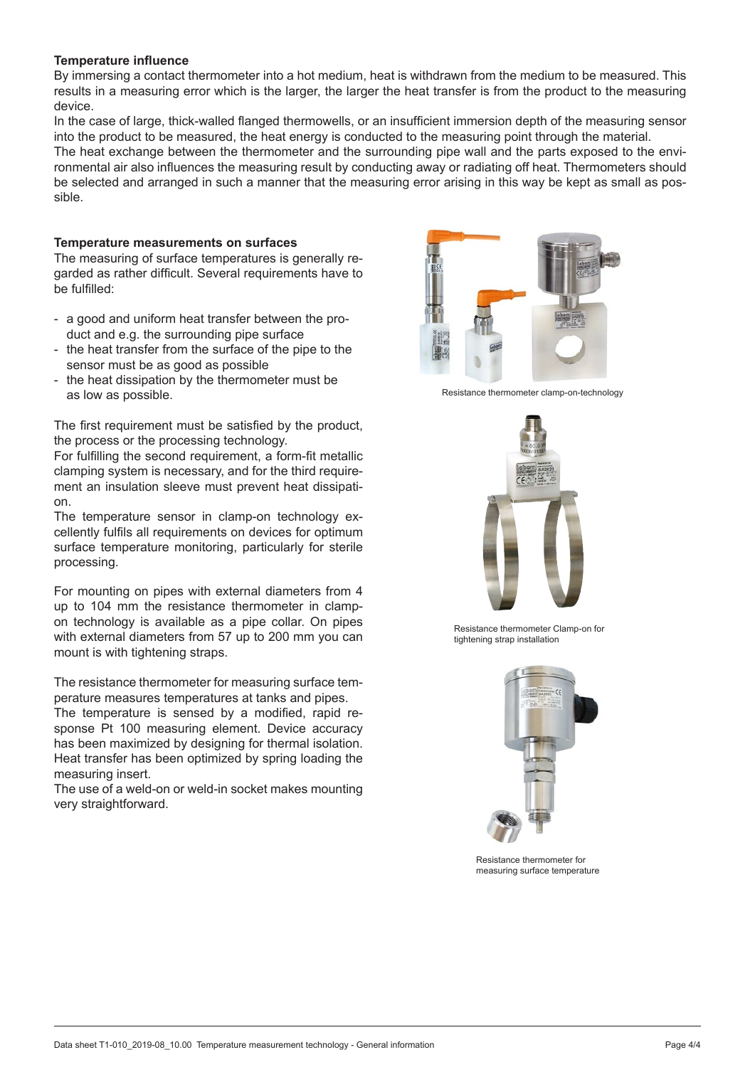### Temperature influence

By immersing a contact thermometer into a hot medium, heat is withdrawn from the medium to be measured. This results in a measuring error which is the larger, the larger the heat transfer is from the product to the measuring device.

In the case of large, thick-walled flanged thermowells, or an insufficient immersion depth of the measuring sensor into the product to be measured, the heat energy is conducted to the measuring point through the material.

The heat exchange between the thermometer and the surrounding pipe wall and the parts exposed to the environmental air also influences the measuring result by conducting away or radiating off heat. Thermometers should be selected and arranged in such a manner that the measuring error arising in this way be kept as small as possible.

### Temperature measurements on surfaces

The measuring of surface temperatures is generally regarded as rather difficult. Several requirements have to be fulfilled:

- a good and uniform heat transfer between the product and e.g. the surrounding pipe surface
- the heat transfer from the surface of the pipe to the sensor must be as good as possible
- the heat dissipation by the thermometer must be as low as possible.

The first requirement must be satisfied by the product, the process or the processing technology.

For fulfilling the second requirement, a form-fit metallic clamping system is necessary, and for the third requirement an insulation sleeve must prevent heat dissipation.

The temperature sensor in clamp-on technology excellently fulfils all requirements on devices for optimum surface temperature monitoring, particularly for sterile processing.

For mounting on pipes with external diameters from 4 up to 104 mm the resistance thermometer in clamp-on technology is available as a pipe collar. On pipes with external diameters from 57 up to 200 mm you can mount is with tightening straps.

The resistance thermometer for measuring surface temperature measures temperatures at tanks and pipes.

The temperature is sensed by a modified, rapid response Pt 100 measuring element. Device accuracy has been maximized by designing for thermal isolation. Heat transfer has been optimized by spring loading the measuring insert.

The use of a weld-on or weld-in socket makes mounting very straightforward.

Resistance thermometer clamp-on-technology

Resistance thermometer Clamp-on for tightening strap installation

Resistance thermometer for measuring surface temperature